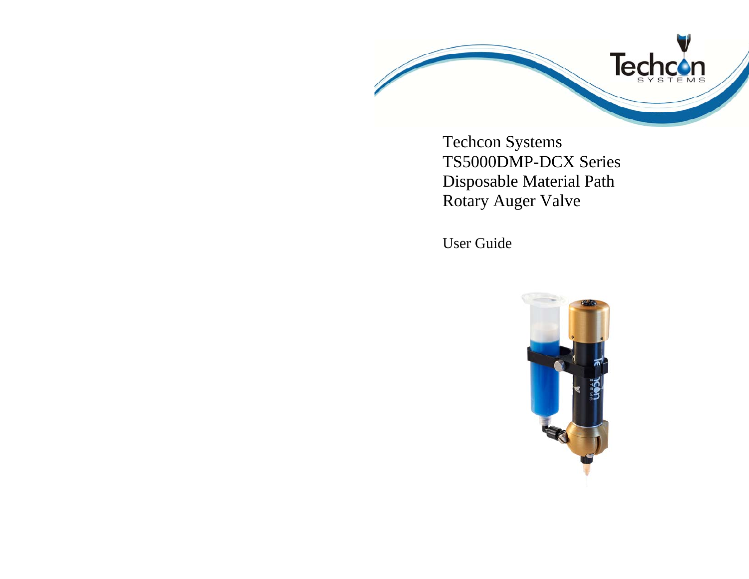# Techcon Systems TS5000DMP-DCX Series Disposable Material Path Rotary Auger Valve

User Guide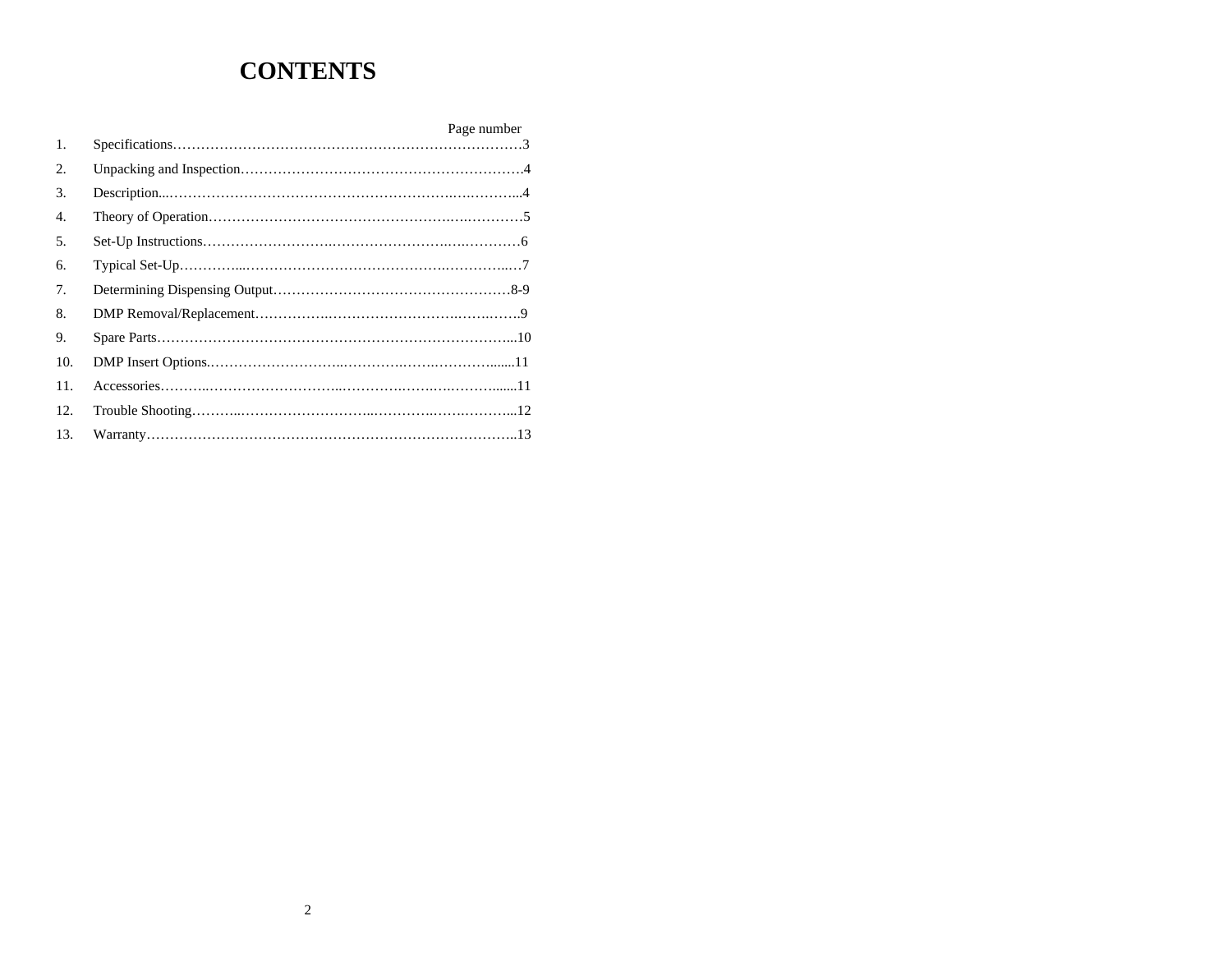# CONTENTS

| | | Page number |
|---|---|---|
| 1. | Specifications | 3 |
| 2. | Unpacking and Inspection | 4 |
| 3. | Description | 4 |
| 4. | Theory of Operation | 5 |
| 5. | Set-Up Instructions | 6 |
| 6. | Typical Set-Up | 7 |
| 7. | Determining Dispensing Output | 8-9 |
| 8. | DMP Removal/Replacement | 9 |
| 9. | Spare Parts | 10 |
| 10. | DMP Insert Options | 11 |
| 11. | Accessories | 11 |
| 12. | Trouble Shooting | 12 |
| 13. | Warranty | 13 |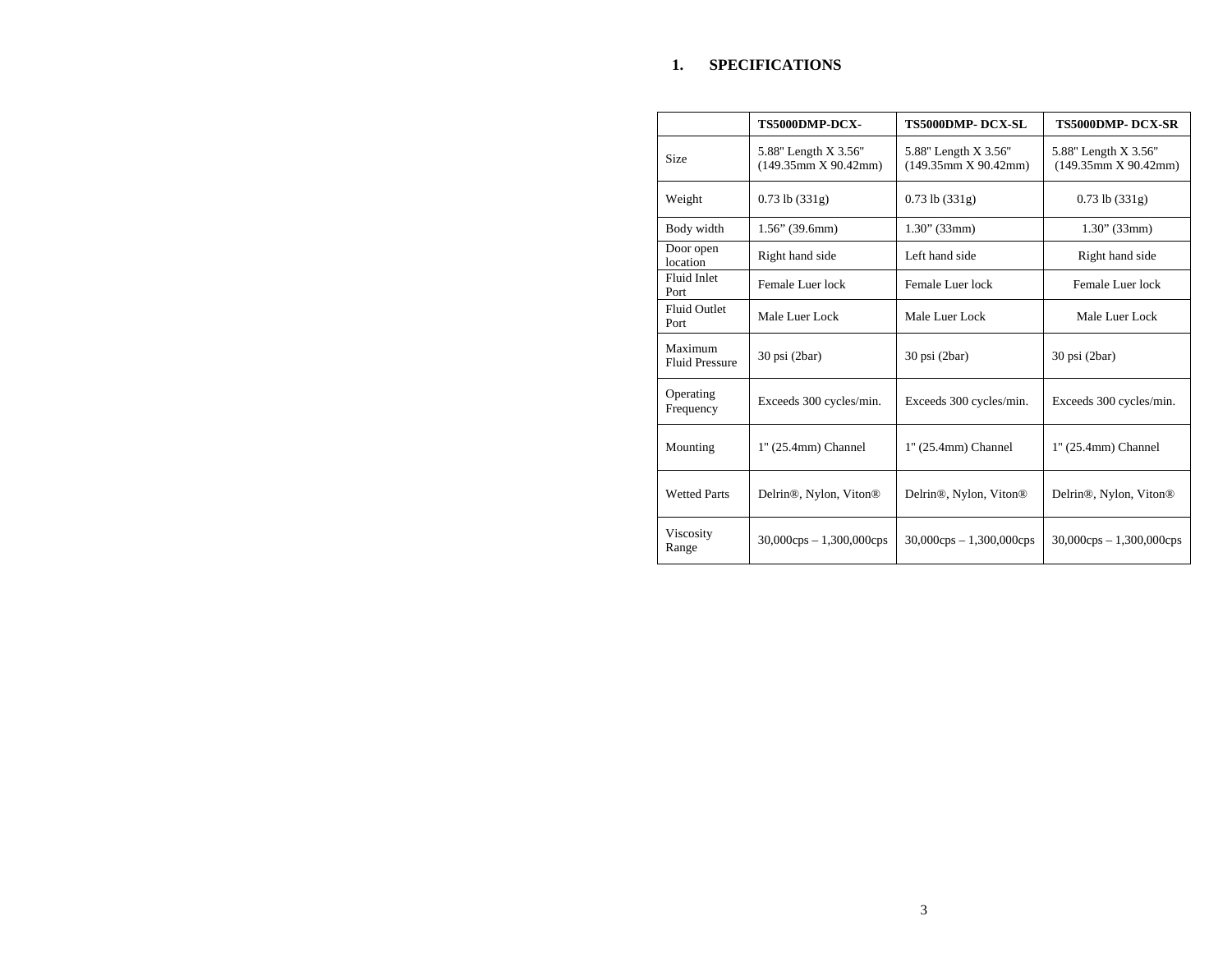# 1. SPECIFICATIONS

| | TS5000DMP-DCX- | TS5000DMP- DCX-SL | TS5000DMP- DCX-SR |
|---|---|---|---|
| Size | 5.88" Length X 3.56" (149.35mm X 90.42mm) | 5.88" Length X 3.56" (149.35mm X 90.42mm) | 5.88" Length X 3.56" (149.35mm X 90.42mm) |
| Weight | 0.73 lb (331g) | 0.73 lb (331g) | 0.73 lb (331g) |
| Body width | 1.56" (39.6mm) | 1.30" (33mm) | 1.30" (33mm) |
| Door open location | Right hand side | Left hand side | Right hand side |
| Fluid Inlet Port | Female Luer lock | Female Luer lock | Female Luer lock |
| Fluid Outlet Port | Male Luer Lock | Male Luer Lock | Male Luer Lock |
| Maximum Fluid Pressure | 30 psi (2bar) | 30 psi (2bar) | 30 psi (2bar) |
| Operating Frequency | Exceeds 300 cycles/min. | Exceeds 300 cycles/min. | Exceeds 300 cycles/min. |
| Mounting | 1" (25.4mm) Channel | 1" (25.4mm) Channel | 1" (25.4mm) Channel |
| Wetted Parts | Delrin®, Nylon, Viton® | Delrin®, Nylon, Viton® | Delrin®, Nylon, Viton® |
| Viscosity Range | 30,000cps – 1,300,000cps | 30,000cps – 1,300,000cps | 30,000cps – 1,300,000cps |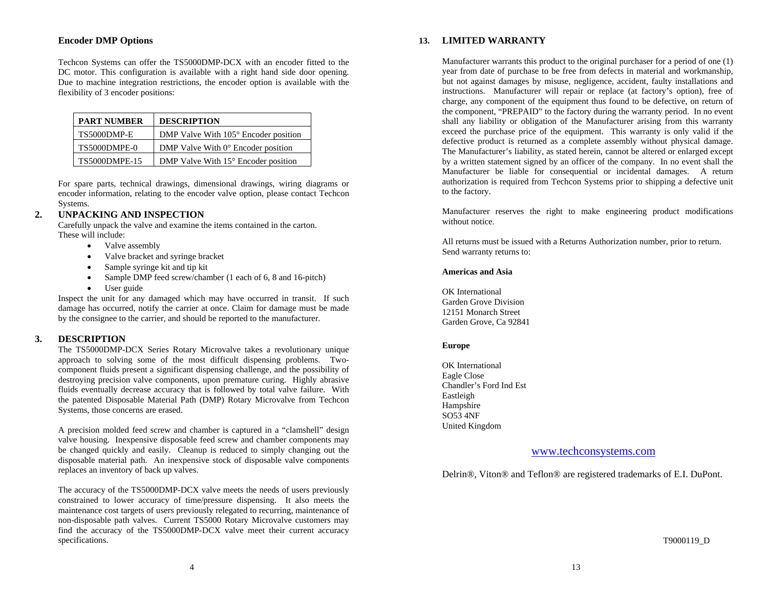### Encoder DMP Options

Techcon Systems can offer the TS5000DMP-DCX with an encoder fitted to the DC motor. This configuration is available with a right hand side door opening. Due to machine integration restrictions, the encoder option is available with the flexibility of 3 encoder positions:

| PART NUMBER | DESCRIPTION |
|---|---|
| TS5000DMP-E | DMP Valve With 105° Encoder position |
| TS5000DMPE-0 | DMP Valve With 0° Encoder position |
| TS5000DMPE-15 | DMP Valve With 15° Encoder position |

For spare parts, technical drawings, dimensional drawings, wiring diagrams or encoder information, relating to the encoder valve option, please contact Techcon Systems.

## 2. UNPACKING AND INSPECTION

Carefully unpack the valve and examine the items contained in the carton. These will include:

- Valve assembly
- Valve bracket and syringe bracket
- Sample syringe kit and tip kit
- Sample DMP feed screw/chamber (1 each of 6, 8 and 16-pitch)
- User guide

Inspect the unit for any damaged which may have occurred in transit. If such damage has occurred, notify the carrier at once. Claim for damage must be made by the consignee to the carrier, and should be reported to the manufacturer.

## 3. DESCRIPTION

The TS5000DMP-DCX Series Rotary Microvalve takes a revolutionary unique approach to solving some of the most difficult dispensing problems. Two-component fluids present a significant dispensing challenge, and the possibility of destroying precision valve components, upon premature curing. Highly abrasive fluids eventually decrease accuracy that is followed by total valve failure. With the patented Disposable Material Path (DMP) Rotary Microvalve from Techcon Systems, those concerns are erased.

A precision molded feed screw and chamber is captured in a "clamshell" design valve housing. Inexpensive disposable feed screw and chamber components may be changed quickly and easily. Cleanup is reduced to simply changing out the disposable material path. An inexpensive stock of disposable valve components replaces an inventory of back up valves.

The accuracy of the TS5000DMP-DCX valve meets the needs of users previously constrained to lower accuracy of time/pressure dispensing. It also meets the maintenance cost targets of users previously relegated to recurring, maintenance of non-disposable path valves. Current TS5000 Rotary Microvalve customers may find the accuracy of the TS5000DMP-DCX valve meet their current accuracy specifications.

## 13. LIMITED WARRANTY

Manufacturer warrants this product to the original purchaser for a period of one (1) year from date of purchase to be free from defects in material and workmanship, but not against damages by misuse, negligence, accident, faulty installations and instructions. Manufacturer will repair or replace (at factory's option), free of charge, any component of the equipment thus found to be defective, on return of the component, "PREPAID" to the factory during the warranty period. In no event shall any liability or obligation of the Manufacturer arising from this warranty exceed the purchase price of the equipment. This warranty is only valid if the defective product is returned as a complete assembly without physical damage. The Manufacturer's liability, as stated herein, cannot be altered or enlarged except by a written statement signed by an officer of the company. In no event shall the Manufacturer be liable for consequential or incidental damages. A return authorization is required from Techcon Systems prior to shipping a defective unit to the factory.

Manufacturer reserves the right to make engineering product modifications without notice.

All returns must be issued with a Returns Authorization number, prior to return. Send warranty returns to:

**Americas and Asia**

OK International
Garden Grove Division
12151 Monarch Street
Garden Grove, Ca 92841

**Europe**

OK International
Eagle Close
Chandler's Ford Ind Est
Eastleigh
Hampshire
SO53 4NF
United Kingdom

www.techconsystems.com

Delrin®, Viton® and Teflon® are registered trademarks of E.I. DuPont.

T9000119_D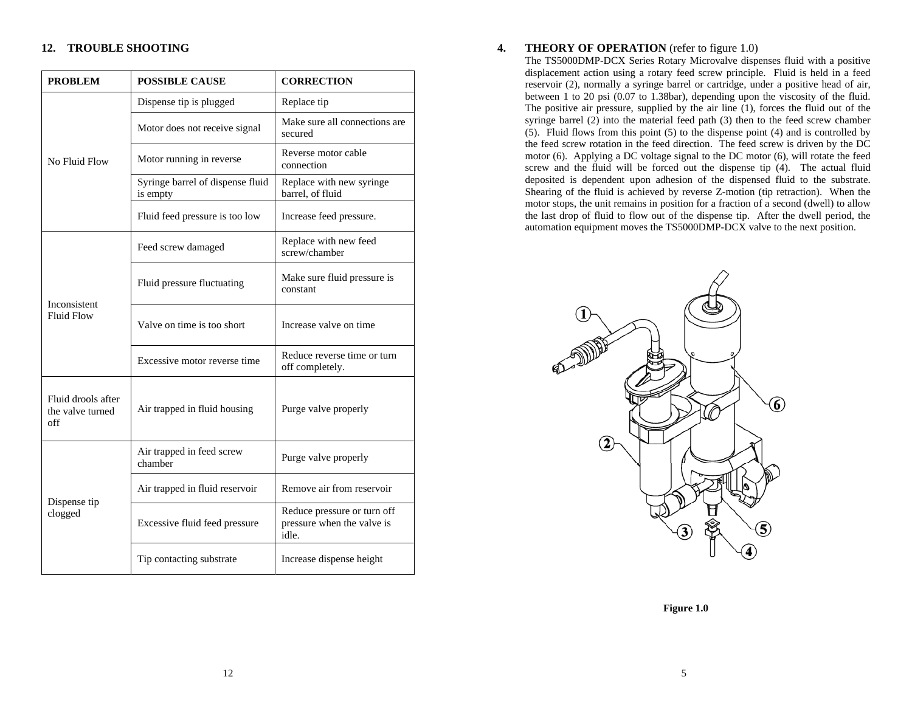## 12. TROUBLE SHOOTING

| PROBLEM | POSSIBLE CAUSE | CORRECTION |
|---|---|---|
| No Fluid Flow | Dispense tip is plugged | Replace tip |
| | Motor does not receive signal | Make sure all connections are secured |
| | Motor running in reverse | Reverse motor cable connection |
| | Syringe barrel of dispense fluid is empty | Replace with new syringe barrel, of fluid |
| | Fluid feed pressure is too low | Increase feed pressure. |
| Inconsistent Fluid Flow | Feed screw damaged | Replace with new feed screw/chamber |
| | Fluid pressure fluctuating | Make sure fluid pressure is constant |
| | Valve on time is too short | Increase valve on time |
| | Excessive motor reverse time | Reduce reverse time or turn off completely. |
| Fluid drools after the valve turned off | Air trapped in fluid housing | Purge valve properly |
| Dispense tip clogged | Air trapped in feed screw chamber | Purge valve properly |
| | Air trapped in fluid reservoir | Remove air from reservoir |
| | Excessive fluid feed pressure | Reduce pressure or turn off pressure when the valve is idle. |
| | Tip contacting substrate | Increase dispense height |

## 4. THEORY OF OPERATION (refer to figure 1.0)

The TS5000DMP-DCX Series Rotary Microvalve dispenses fluid with a positive displacement action using a rotary feed screw principle. Fluid is held in a feed reservoir (2), normally a syringe barrel or cartridge, under a positive head of air, between 1 to 20 psi (0.07 to 1.38bar), depending upon the viscosity of the fluid. The positive air pressure, supplied by the air line (1), forces the fluid out of the syringe barrel (2) into the material feed path (3) then to the feed screw chamber (5). Fluid flows from this point (5) to the dispense point (4) and is controlled by the feed screw rotation in the feed direction. The feed screw is driven by the DC motor (6). Applying a DC voltage signal to the DC motor (6), will rotate the feed screw and the fluid will be forced out the dispense tip (4). The actual fluid deposited is dependent upon adhesion of the dispensed fluid to the substrate. Shearing of the fluid is achieved by reverse Z-motion (tip retraction). When the motor stops, the unit remains in position for a fraction of a second (dwell) to allow the last drop of fluid to flow out of the dispense tip. After the dwell period, the automation equipment moves the TS5000DMP-DCX valve to the next position.

**Figure 1.0**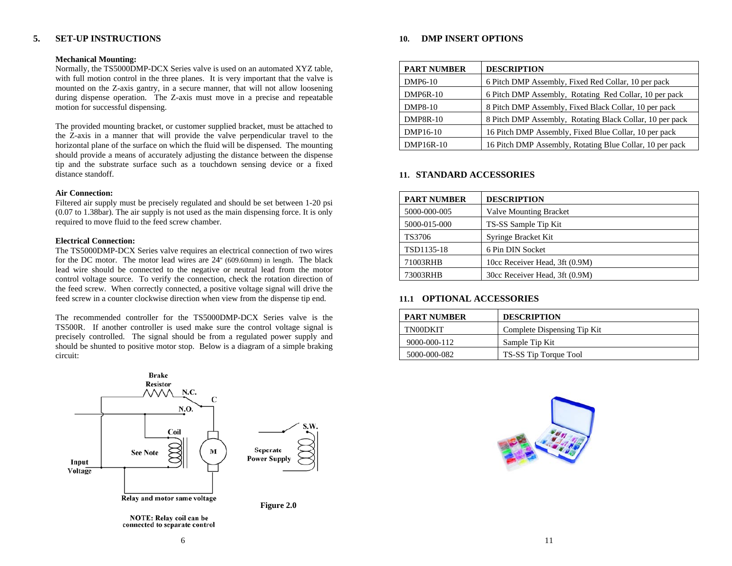## 5. SET-UP INSTRUCTIONS

**Mechanical Mounting:**
Normally, the TS5000DMP-DCX Series valve is used on an automated XYZ table, with full motion control in the three planes. It is very important that the valve is mounted on the Z-axis gantry, in a secure manner, that will not allow loosening during dispense operation. The Z-axis must move in a precise and repeatable motion for successful dispensing.

The provided mounting bracket, or customer supplied bracket, must be attached to the Z-axis in a manner that will provide the valve perpendicular travel to the horizontal plane of the surface on which the fluid will be dispensed. The mounting should provide a means of accurately adjusting the distance between the dispense tip and the substrate surface such as a touchdown sensing device or a fixed distance standoff.

**Air Connection:**
Filtered air supply must be precisely regulated and should be set between 1-20 psi (0.07 to 1.38bar). The air supply is not used as the main dispensing force. It is only required to move fluid to the feed screw chamber.

**Electrical Connection:**
The TS5000DMP-DCX Series valve requires an electrical connection of two wires for the DC motor. The motor lead wires are 24" (609.60mm) in length. The black lead wire should be connected to the negative or neutral lead from the motor control voltage source. To verify the connection, check the rotation direction of the feed screw. When correctly connected, a positive voltage signal will drive the feed screw in a counter clockwise direction when view from the dispense tip end.

The recommended controller for the TS5000DMP-DCX Series valve is the TS500R. If another controller is used make sure the control voltage signal is precisely controlled. The signal should be from a regulated power supply and should be shunted to positive motor stop. Below is a diagram of a simple braking circuit:

Brake Resistor, N.C., C, N.O., Coil, See Note, M, Input Voltage, Relay and motor same voltage, S.W., Seperate Power Supply

NOTE: Relay coil can be connected to separate control

**Figure 2.0**

## 10. DMP INSERT OPTIONS

| PART NUMBER | DESCRIPTION |
|---|---|
| DMP6-10 | 6 Pitch DMP Assembly, Fixed Red Collar, 10 per pack |
| DMP6R-10 | 6 Pitch DMP Assembly, Rotating Red Collar, 10 per pack |
| DMP8-10 | 8 Pitch DMP Assembly, Fixed Black Collar, 10 per pack |
| DMP8R-10 | 8 Pitch DMP Assembly, Rotating Black Collar, 10 per pack |
| DMP16-10 | 16 Pitch DMP Assembly, Fixed Blue Collar, 10 per pack |
| DMP16R-10 | 16 Pitch DMP Assembly, Rotating Blue Collar, 10 per pack |

## 11. STANDARD ACCESSORIES

| PART NUMBER | DESCRIPTION |
|---|---|
| 5000-000-005 | Valve Mounting Bracket |
| 5000-015-000 | TS-SS Sample Tip Kit |
| TS3706 | Syringe Bracket Kit |
| TSD1135-18 | 6 Pin DIN Socket |
| 71003RHB | 10cc Receiver Head, 3ft (0.9M) |
| 73003RHB | 30cc Receiver Head, 3ft (0.9M) |

## 11.1 OPTIONAL ACCESSORIES

| PART NUMBER | DESCRIPTION |
|---|---|
| TN00DKIT | Complete Dispensing Tip Kit |
| 9000-000-112 | Sample Tip Kit |
| 5000-000-082 | TS-SS Tip Torque Tool |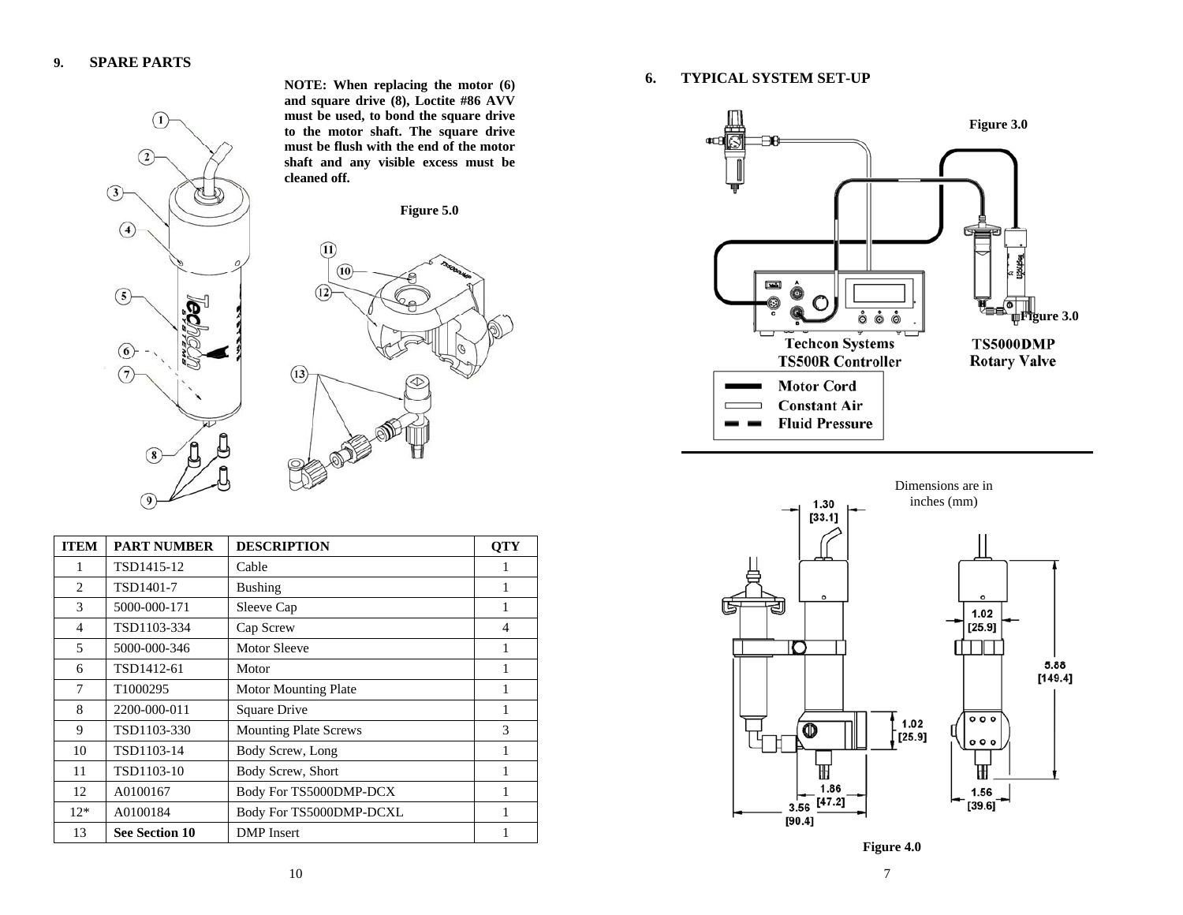## 9. SPARE PARTS

**NOTE: When replacing the motor (6) and square drive (8), Loctite #86 AVV must be used, to bond the square drive to the motor shaft. The square drive must be flush with the end of the motor shaft and any visible excess must be cleaned off.**

**Figure 5.0**

| ITEM | PART NUMBER | DESCRIPTION | QTY |
|---|---|---|---|
| 1 | TSD1415-12 | Cable | 1 |
| 2 | TSD1401-7 | Bushing | 1 |
| 3 | 5000-000-171 | Sleeve Cap | 1 |
| 4 | TSD1103-334 | Cap Screw | 4 |
| 5 | 5000-000-346 | Motor Sleeve | 1 |
| 6 | TSD1412-61 | Motor | 1 |
| 7 | T1000295 | Motor Mounting Plate | 1 |
| 8 | 2200-000-011 | Square Drive | 1 |
| 9 | TSD1103-330 | Mounting Plate Screws | 3 |
| 10 | TSD1103-14 | Body Screw, Long | 1 |
| 11 | TSD1103-10 | Body Screw, Short | 1 |
| 12 | A0100167 | Body For TS5000DMP-DCX | 1 |
| 12* | A0100184 | Body For TS5000DMP-DCXL | 1 |
| 13 | **See Section 10** | DMP Insert | 1 |

## 6. TYPICAL SYSTEM SET-UP

**Figure 3.0**

Techcon Systems TS500R Controller

TS5000DMP Rotary Valve

- Motor Cord
- Constant Air
- Fluid Pressure

Dimensions are in inches (mm)

1.30 [33.1]
1.02 [25.9]
5.88 [149.4]
1.02 [25.9]
1.86 [47.2]
3.56 [90.4]
1.56 [39.6]

**Figure 4.0**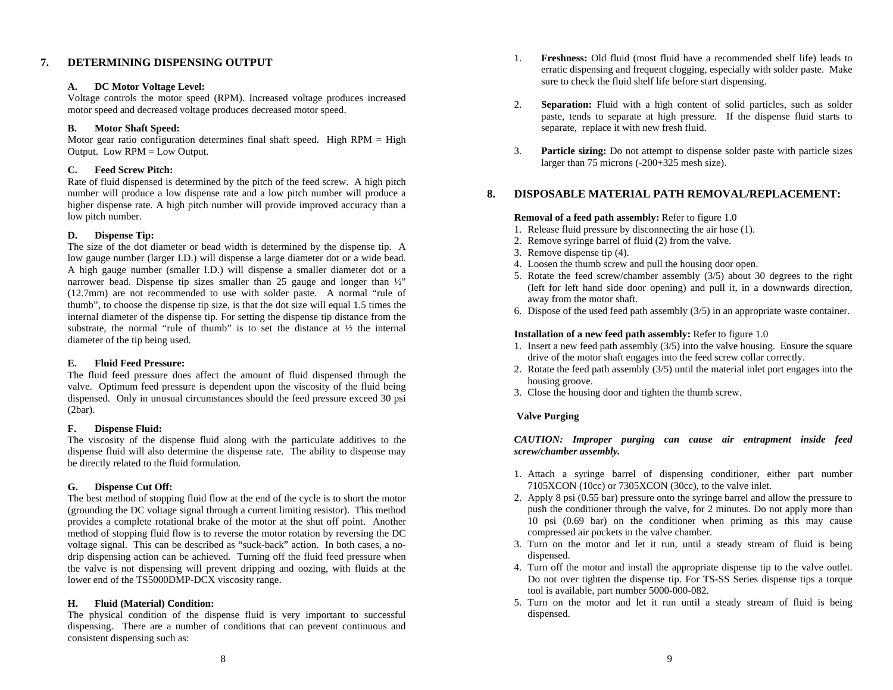## 7. DETERMINING DISPENSING OUTPUT

### A. DC Motor Voltage Level:

Voltage controls the motor speed (RPM). Increased voltage produces increased motor speed and decreased voltage produces decreased motor speed.

### B. Motor Shaft Speed:

Motor gear ratio configuration determines final shaft speed. High RPM = High Output. Low RPM = Low Output.

### C. Feed Screw Pitch:

Rate of fluid dispensed is determined by the pitch of the feed screw. A high pitch number will produce a low dispense rate and a low pitch number will produce a higher dispense rate. A high pitch number will provide improved accuracy than a low pitch number.

### D. Dispense Tip:

The size of the dot diameter or bead width is determined by the dispense tip. A low gauge number (larger I.D.) will dispense a large diameter dot or a wide bead. A high gauge number (smaller I.D.) will dispense a smaller diameter dot or a narrower bead. Dispense tip sizes smaller than 25 gauge and longer than ½" (12.7mm) are not recommended to use with solder paste. A normal "rule of thumb", to choose the dispense tip size, is that the dot size will equal 1.5 times the internal diameter of the dispense tip. For setting the dispense tip distance from the substrate, the normal "rule of thumb" is to set the distance at ½ the internal diameter of the tip being used.

### E. Fluid Feed Pressure:

The fluid feed pressure does affect the amount of fluid dispensed through the valve. Optimum feed pressure is dependent upon the viscosity of the fluid being dispensed. Only in unusual circumstances should the feed pressure exceed 30 psi (2bar).

### F. Dispense Fluid:

The viscosity of the dispense fluid along with the particulate additives to the dispense fluid will also determine the dispense rate. The ability to dispense may be directly related to the fluid formulation.

### G. Dispense Cut Off:

The best method of stopping fluid flow at the end of the cycle is to short the motor (grounding the DC voltage signal through a current limiting resistor). This method provides a complete rotational brake of the motor at the shut off point. Another method of stopping fluid flow is to reverse the motor rotation by reversing the DC voltage signal. This can be described as "suck-back" action. In both cases, a no-drip dispensing action can be achieved. Turning off the fluid feed pressure when the valve is not dispensing will prevent dripping and oozing, with fluids at the lower end of the TS5000DMP-DCX viscosity range.

### H. Fluid (Material) Condition:

The physical condition of the dispense fluid is very important to successful dispensing. There are a number of conditions that can prevent continuous and consistent dispensing such as:

1. **Freshness:** Old fluid (most fluid have a recommended shelf life) leads to erratic dispensing and frequent clogging, especially with solder paste. Make sure to check the fluid shelf life before start dispensing.
2. **Separation:** Fluid with a high content of solid particles, such as solder paste, tends to separate at high pressure. If the dispense fluid starts to separate, replace it with new fresh fluid.
3. **Particle sizing:** Do not attempt to dispense solder paste with particle sizes larger than 75 microns (-200+325 mesh size).

## 8. DISPOSABLE MATERIAL PATH REMOVAL/REPLACEMENT:

**Removal of a feed path assembly:** Refer to figure 1.0

1. Release fluid pressure by disconnecting the air hose (1).
2. Remove syringe barrel of fluid (2) from the valve.
3. Remove dispense tip (4).
4. Loosen the thumb screw and pull the housing door open.
5. Rotate the feed screw/chamber assembly (3/5) about 30 degrees to the right (left for left hand side door opening) and pull it, in a downwards direction, away from the motor shaft.
6. Dispose of the used feed path assembly (3/5) in an appropriate waste container.

**Installation of a new feed path assembly:** Refer to figure 1.0

1. Insert a new feed path assembly (3/5) into the valve housing. Ensure the square drive of the motor shaft engages into the feed screw collar correctly.
2. Rotate the feed path assembly (3/5) until the material inlet port engages into the housing groove.
3. Close the housing door and tighten the thumb screw.

**Valve Purging**

***CAUTION: Improper purging can cause air entrapment inside feed screw/chamber assembly.***

1. Attach a syringe barrel of dispensing conditioner, either part number 7105XCON (10cc) or 7305XCON (30cc), to the valve inlet.
2. Apply 8 psi (0.55 bar) pressure onto the syringe barrel and allow the pressure to push the conditioner through the valve, for 2 minutes. Do not apply more than 10 psi (0.69 bar) on the conditioner when priming as this may cause compressed air pockets in the valve chamber.
3. Turn on the motor and let it run, until a steady stream of fluid is being dispensed.
4. Turn off the motor and install the appropriate dispense tip to the valve outlet. Do not over tighten the dispense tip. For TS-SS Series dispense tips a torque tool is available, part number 5000-000-082.
5. Turn on the motor and let it run until a steady stream of fluid is being dispensed.